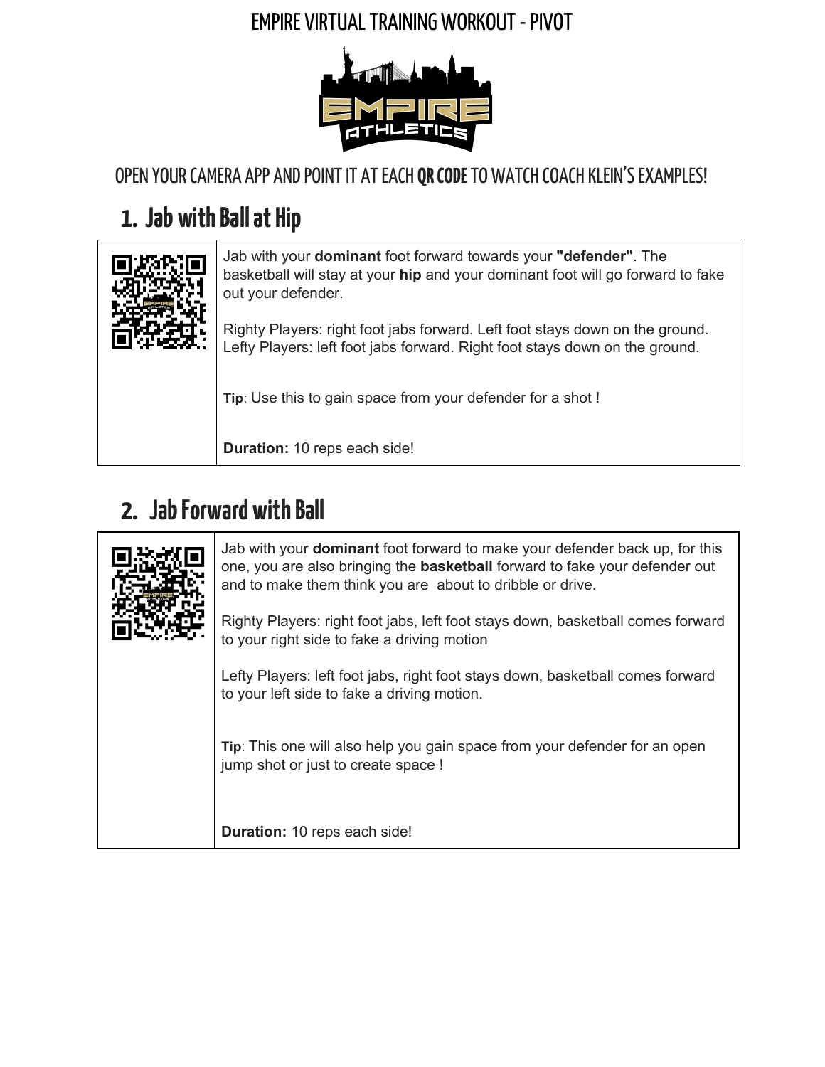# EMPIRE VIRTUAL TRAINING WORKOUT - PIVOT

OPEN YOUR CAMERA APP AND POINT IT AT EACH **QR CODE** TO WATCH COACH KLEIN'S EXAMPLES!

## 1. Jab with Ball at Hip

Jab with your **dominant** foot forward towards your **"defender"**. The basketball will stay at your **hip** and your dominant foot will go forward to fake out your defender.

Righty Players: right foot jabs forward. Left foot stays down on the ground.
Lefty Players: left foot jabs forward. Right foot stays down on the ground.

**Tip**: Use this to gain space from your defender for a shot !

**Duration:** 10 reps each side!

## 2. Jab Forward with Ball

Jab with your **dominant** foot forward to make your defender back up, for this one, you are also bringing the **basketball** forward to fake your defender out and to make them think you are about to dribble or drive.

Righty Players: right foot jabs, left foot stays down, basketball comes forward to your right side to fake a driving motion

Lefty Players: left foot jabs, right foot stays down, basketball comes forward to your left side to fake a driving motion.

**Tip**: This one will also help you gain space from your defender for an open jump shot or just to create space !

**Duration:** 10 reps each side!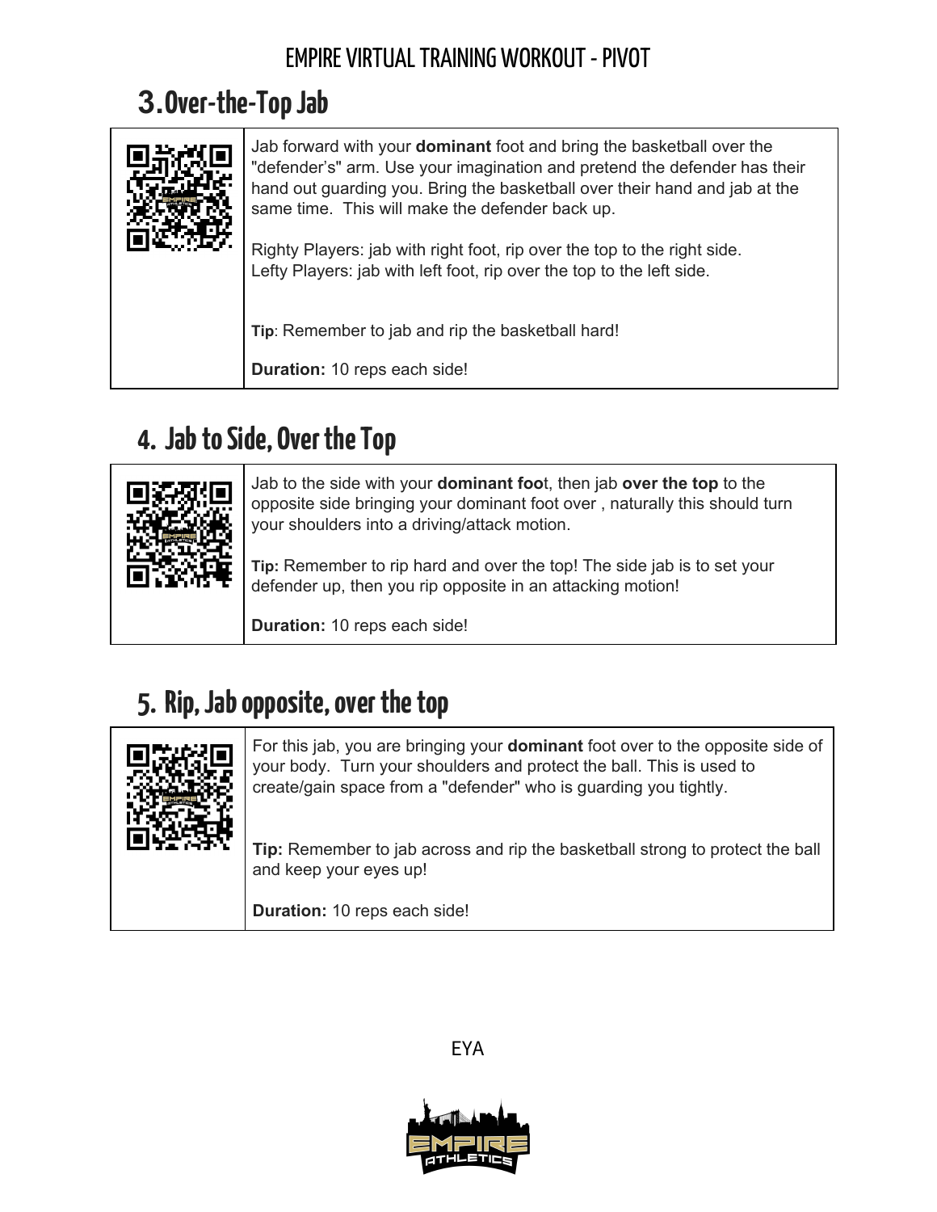## 3. Over-the-Top Jab

Jab forward with your **dominant** foot and bring the basketball over the "defender's" arm. Use your imagination and pretend the defender has their hand out guarding you. Bring the basketball over their hand and jab at the same time. This will make the defender back up.

Righty Players: jab with right foot, rip over the top to the right side.
Lefty Players: jab with left foot, rip over the top to the left side.

**Tip**: Remember to jab and rip the basketball hard!

**Duration:** 10 reps each side!

## 4. Jab to Side, Over the Top

Jab to the side with your **dominant foo**t, then jab **over the top** to the opposite side bringing your dominant foot over , naturally this should turn your shoulders into a driving/attack motion.

**Tip:** Remember to rip hard and over the top! The side jab is to set your defender up, then you rip opposite in an attacking motion!

**Duration:** 10 reps each side!

## 5. Rip, Jab opposite, over the top

For this jab, you are bringing your **dominant** foot over to the opposite side of your body. Turn your shoulders and protect the ball. This is used to create/gain space from a "defender" who is guarding you tightly.

**Tip:** Remember to jab across and rip the basketball strong to protect the ball and keep your eyes up!

**Duration:** 10 reps each side!